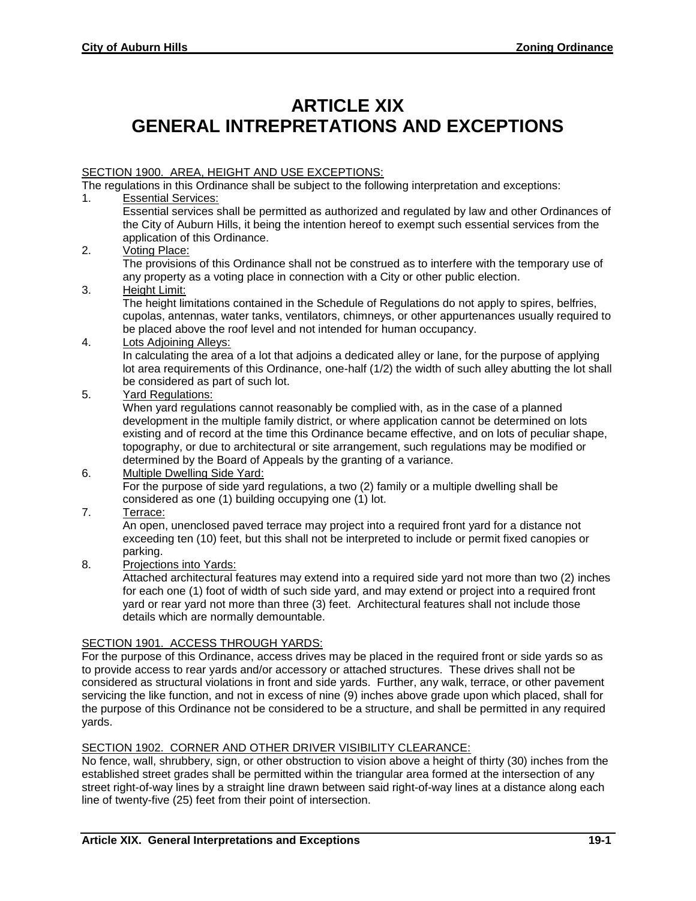# ARTICLE XIX
# GENERAL INTREPRETATIONS AND EXCEPTIONS

SECTION 1900. AREA, HEIGHT AND USE EXCEPTIONS:

The regulations in this Ordinance shall be subject to the following interpretation and exceptions:

1. Essential Services:
   Essential services shall be permitted as authorized and regulated by law and other Ordinances of the City of Auburn Hills, it being the intention hereof to exempt such essential services from the application of this Ordinance.
2. Voting Place:
   The provisions of this Ordinance shall not be construed as to interfere with the temporary use of any property as a voting place in connection with a City or other public election.
3. Height Limit:
   The height limitations contained in the Schedule of Regulations do not apply to spires, belfries, cupolas, antennas, water tanks, ventilators, chimneys, or other appurtenances usually required to be placed above the roof level and not intended for human occupancy.
4. Lots Adjoining Alleys:
   In calculating the area of a lot that adjoins a dedicated alley or lane, for the purpose of applying lot area requirements of this Ordinance, one-half (1/2) the width of such alley abutting the lot shall be considered as part of such lot.
5. Yard Regulations:
   When yard regulations cannot reasonably be complied with, as in the case of a planned development in the multiple family district, or where application cannot be determined on lots existing and of record at the time this Ordinance became effective, and on lots of peculiar shape, topography, or due to architectural or site arrangement, such regulations may be modified or determined by the Board of Appeals by the granting of a variance.
6. Multiple Dwelling Side Yard:
   For the purpose of side yard regulations, a two (2) family or a multiple dwelling shall be considered as one (1) building occupying one (1) lot.
7. Terrace:
   An open, unenclosed paved terrace may project into a required front yard for a distance not exceeding ten (10) feet, but this shall not be interpreted to include or permit fixed canopies or parking.
8. Projections into Yards:
   Attached architectural features may extend into a required side yard not more than two (2) inches for each one (1) foot of width of such side yard, and may extend or project into a required front yard or rear yard not more than three (3) feet. Architectural features shall not include those details which are normally demountable.

SECTION 1901. ACCESS THROUGH YARDS:

For the purpose of this Ordinance, access drives may be placed in the required front or side yards so as to provide access to rear yards and/or accessory or attached structures. These drives shall not be considered as structural violations in front and side yards. Further, any walk, terrace, or other pavement servicing the like function, and not in excess of nine (9) inches above grade upon which placed, shall for the purpose of this Ordinance not be considered to be a structure, and shall be permitted in any required yards.

SECTION 1902. CORNER AND OTHER DRIVER VISIBILITY CLEARANCE:

No fence, wall, shrubbery, sign, or other obstruction to vision above a height of thirty (30) inches from the established street grades shall be permitted within the triangular area formed at the intersection of any street right-of-way lines by a straight line drawn between said right-of-way lines at a distance along each line of twenty-five (25) feet from their point of intersection.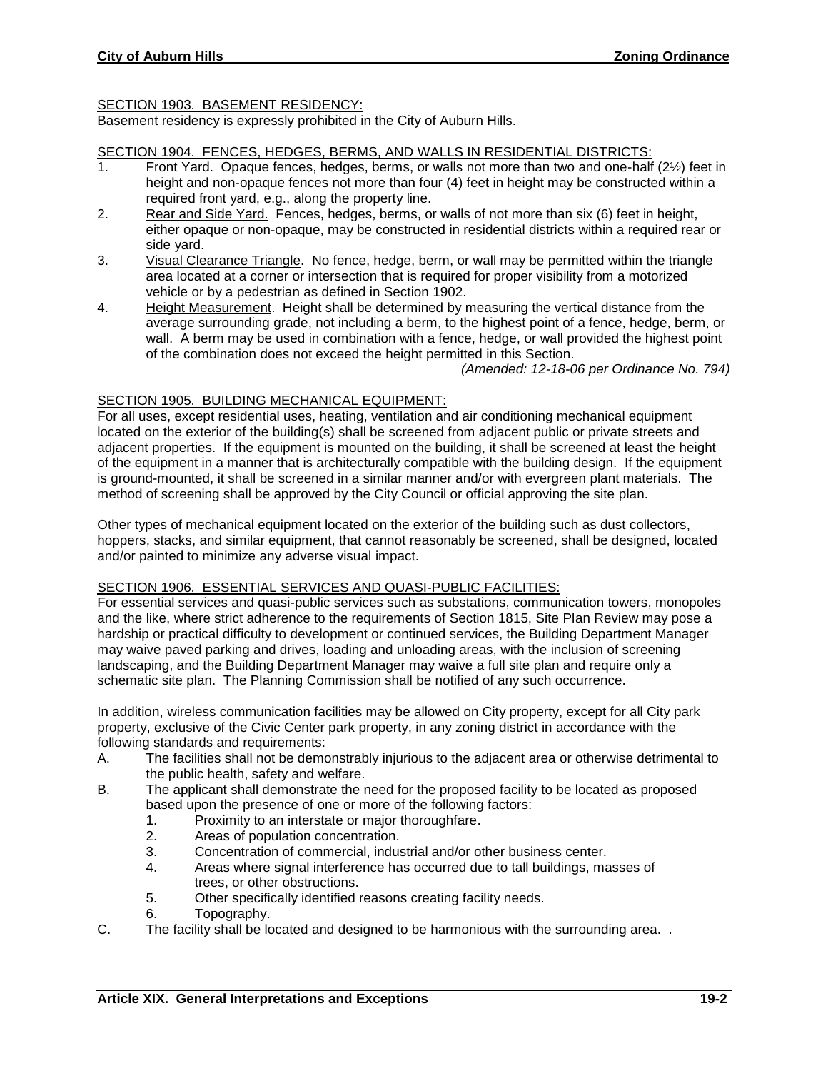## SECTION 1903. BASEMENT RESIDENCY:

Basement residency is expressly prohibited in the City of Auburn Hills.

## SECTION 1904. FENCES, HEDGES, BERMS, AND WALLS IN RESIDENTIAL DISTRICTS:

1. Front Yard. Opaque fences, hedges, berms, or walls not more than two and one-half (2½) feet in height and non-opaque fences not more than four (4) feet in height may be constructed within a required front yard, e.g., along the property line.
2. Rear and Side Yard. Fences, hedges, berms, or walls of not more than six (6) feet in height, either opaque or non-opaque, may be constructed in residential districts within a required rear or side yard.
3. Visual Clearance Triangle. No fence, hedge, berm, or wall may be permitted within the triangle area located at a corner or intersection that is required for proper visibility from a motorized vehicle or by a pedestrian as defined in Section 1902.
4. Height Measurement. Height shall be determined by measuring the vertical distance from the average surrounding grade, not including a berm, to the highest point of a fence, hedge, berm, or wall. A berm may be used in combination with a fence, hedge, or wall provided the highest point of the combination does not exceed the height permitted in this Section.

*(Amended: 12-18-06 per Ordinance No. 794)*

## SECTION 1905. BUILDING MECHANICAL EQUIPMENT:

For all uses, except residential uses, heating, ventilation and air conditioning mechanical equipment located on the exterior of the building(s) shall be screened from adjacent public or private streets and adjacent properties. If the equipment is mounted on the building, it shall be screened at least the height of the equipment in a manner that is architecturally compatible with the building design. If the equipment is ground-mounted, it shall be screened in a similar manner and/or with evergreen plant materials. The method of screening shall be approved by the City Council or official approving the site plan.

Other types of mechanical equipment located on the exterior of the building such as dust collectors, hoppers, stacks, and similar equipment, that cannot reasonably be screened, shall be designed, located and/or painted to minimize any adverse visual impact.

## SECTION 1906. ESSENTIAL SERVICES AND QUASI-PUBLIC FACILITIES:

For essential services and quasi-public services such as substations, communication towers, monopoles and the like, where strict adherence to the requirements of Section 1815, Site Plan Review may pose a hardship or practical difficulty to development or continued services, the Building Department Manager may waive paved parking and drives, loading and unloading areas, with the inclusion of screening landscaping, and the Building Department Manager may waive a full site plan and require only a schematic site plan. The Planning Commission shall be notified of any such occurrence.

In addition, wireless communication facilities may be allowed on City property, except for all City park property, exclusive of the Civic Center park property, in any zoning district in accordance with the following standards and requirements:

A. The facilities shall not be demonstrably injurious to the adjacent area or otherwise detrimental to the public health, safety and welfare.
B. The applicant shall demonstrate the need for the proposed facility to be located as proposed based upon the presence of one or more of the following factors:
   1. Proximity to an interstate or major thoroughfare.
   2. Areas of population concentration.
   3. Concentration of commercial, industrial and/or other business center.
   4. Areas where signal interference has occurred due to tall buildings, masses of trees, or other obstructions.
   5. Other specifically identified reasons creating facility needs.
   6. Topography.
C. The facility shall be located and designed to be harmonious with the surrounding area. .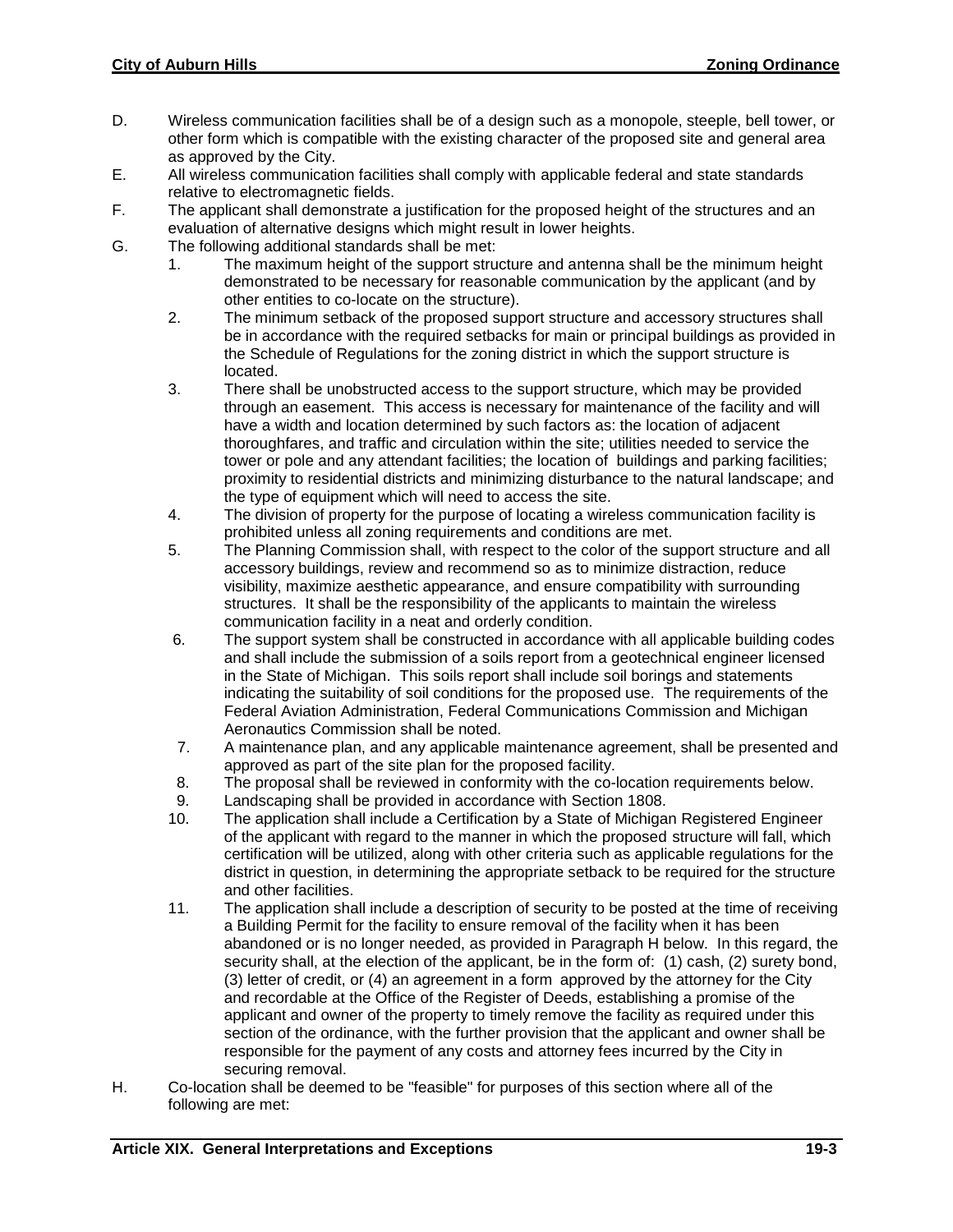D. Wireless communication facilities shall be of a design such as a monopole, steeple, bell tower, or other form which is compatible with the existing character of the proposed site and general area as approved by the City.

E. All wireless communication facilities shall comply with applicable federal and state standards relative to electromagnetic fields.

F. The applicant shall demonstrate a justification for the proposed height of the structures and an evaluation of alternative designs which might result in lower heights.

G. The following additional standards shall be met:

1. The maximum height of the support structure and antenna shall be the minimum height demonstrated to be necessary for reasonable communication by the applicant (and by other entities to co-locate on the structure).
2. The minimum setback of the proposed support structure and accessory structures shall be in accordance with the required setbacks for main or principal buildings as provided in the Schedule of Regulations for the zoning district in which the support structure is located.
3. There shall be unobstructed access to the support structure, which may be provided through an easement. This access is necessary for maintenance of the facility and will have a width and location determined by such factors as: the location of adjacent thoroughfares, and traffic and circulation within the site; utilities needed to service the tower or pole and any attendant facilities; the location of buildings and parking facilities; proximity to residential districts and minimizing disturbance to the natural landscape; and the type of equipment which will need to access the site.
4. The division of property for the purpose of locating a wireless communication facility is prohibited unless all zoning requirements and conditions are met.
5. The Planning Commission shall, with respect to the color of the support structure and all accessory buildings, review and recommend so as to minimize distraction, reduce visibility, maximize aesthetic appearance, and ensure compatibility with surrounding structures. It shall be the responsibility of the applicants to maintain the wireless communication facility in a neat and orderly condition.
6. The support system shall be constructed in accordance with all applicable building codes and shall include the submission of a soils report from a geotechnical engineer licensed in the State of Michigan. This soils report shall include soil borings and statements indicating the suitability of soil conditions for the proposed use. The requirements of the Federal Aviation Administration, Federal Communications Commission and Michigan Aeronautics Commission shall be noted.
7. A maintenance plan, and any applicable maintenance agreement, shall be presented and approved as part of the site plan for the proposed facility.
8. The proposal shall be reviewed in conformity with the co-location requirements below.
9. Landscaping shall be provided in accordance with Section 1808.
10. The application shall include a Certification by a State of Michigan Registered Engineer of the applicant with regard to the manner in which the proposed structure will fall, which certification will be utilized, along with other criteria such as applicable regulations for the district in question, in determining the appropriate setback to be required for the structure and other facilities.
11. The application shall include a description of security to be posted at the time of receiving a Building Permit for the facility to ensure removal of the facility when it has been abandoned or is no longer needed, as provided in Paragraph H below. In this regard, the security shall, at the election of the applicant, be in the form of: (1) cash, (2) surety bond, (3) letter of credit, or (4) an agreement in a form approved by the attorney for the City and recordable at the Office of the Register of Deeds, establishing a promise of the applicant and owner of the property to timely remove the facility as required under this section of the ordinance, with the further provision that the applicant and owner shall be responsible for the payment of any costs and attorney fees incurred by the City in securing removal.

H. Co-location shall be deemed to be "feasible" for purposes of this section where all of the following are met: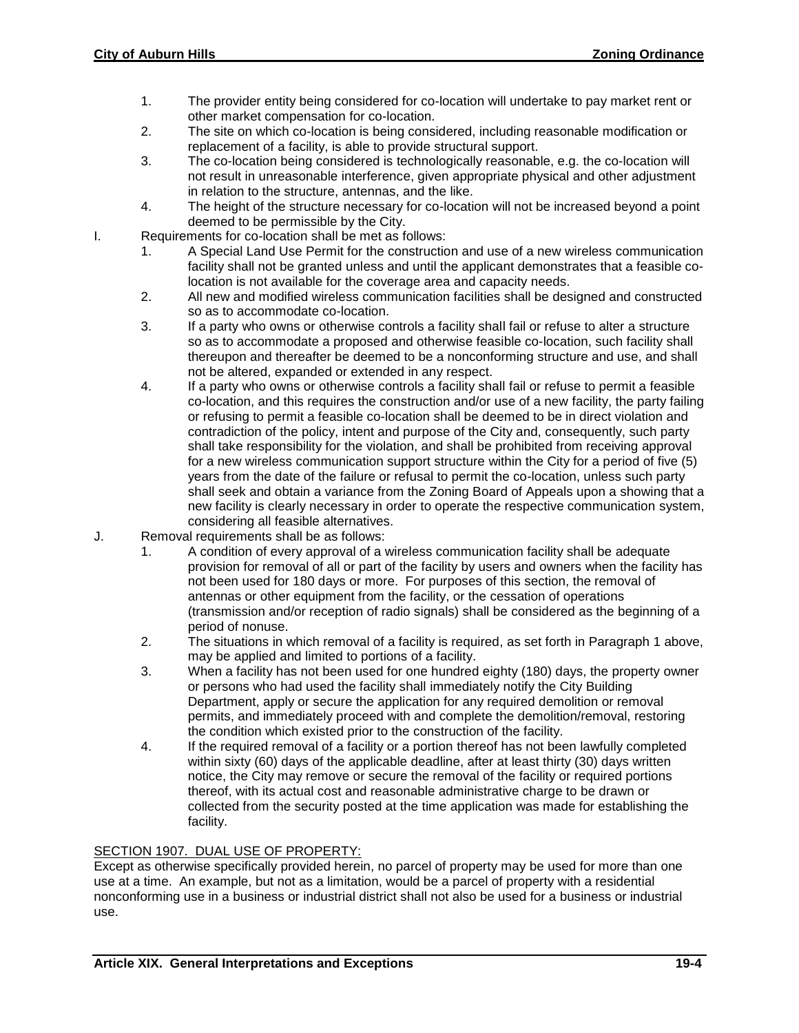1. The provider entity being considered for co-location will undertake to pay market rent or other market compensation for co-location.
2. The site on which co-location is being considered, including reasonable modification or replacement of a facility, is able to provide structural support.
3. The co-location being considered is technologically reasonable, e.g. the co-location will not result in unreasonable interference, given appropriate physical and other adjustment in relation to the structure, antennas, and the like.
4. The height of the structure necessary for co-location will not be increased beyond a point deemed to be permissible by the City.

I. Requirements for co-location shall be met as follows:
    1. A Special Land Use Permit for the construction and use of a new wireless communication facility shall not be granted unless and until the applicant demonstrates that a feasible co-location is not available for the coverage area and capacity needs.
    2. All new and modified wireless communication facilities shall be designed and constructed so as to accommodate co-location.
    3. If a party who owns or otherwise controls a facility shall fail or refuse to alter a structure so as to accommodate a proposed and otherwise feasible co-location, such facility shall thereupon and thereafter be deemed to be a nonconforming structure and use, and shall not be altered, expanded or extended in any respect.
    4. If a party who owns or otherwise controls a facility shall fail or refuse to permit a feasible co-location, and this requires the construction and/or use of a new facility, the party failing or refusing to permit a feasible co-location shall be deemed to be in direct violation and contradiction of the policy, intent and purpose of the City and, consequently, such party shall take responsibility for the violation, and shall be prohibited from receiving approval for a new wireless communication support structure within the City for a period of five (5) years from the date of the failure or refusal to permit the co-location, unless such party shall seek and obtain a variance from the Zoning Board of Appeals upon a showing that a new facility is clearly necessary in order to operate the respective communication system, considering all feasible alternatives.

J. Removal requirements shall be as follows:
    1. A condition of every approval of a wireless communication facility shall be adequate provision for removal of all or part of the facility by users and owners when the facility has not been used for 180 days or more. For purposes of this section, the removal of antennas or other equipment from the facility, or the cessation of operations (transmission and/or reception of radio signals) shall be considered as the beginning of a period of nonuse.
    2. The situations in which removal of a facility is required, as set forth in Paragraph 1 above, may be applied and limited to portions of a facility.
    3. When a facility has not been used for one hundred eighty (180) days, the property owner or persons who had used the facility shall immediately notify the City Building Department, apply or secure the application for any required demolition or removal permits, and immediately proceed with and complete the demolition/removal, restoring the condition which existed prior to the construction of the facility.
    4. If the required removal of a facility or a portion thereof has not been lawfully completed within sixty (60) days of the applicable deadline, after at least thirty (30) days written notice, the City may remove or secure the removal of the facility or required portions thereof, with its actual cost and reasonable administrative charge to be drawn or collected from the security posted at the time application was made for establishing the facility.

## SECTION 1907. DUAL USE OF PROPERTY:

Except as otherwise specifically provided herein, no parcel of property may be used for more than one use at a time. An example, but not as a limitation, would be a parcel of property with a residential nonconforming use in a business or industrial district shall not also be used for a business or industrial use.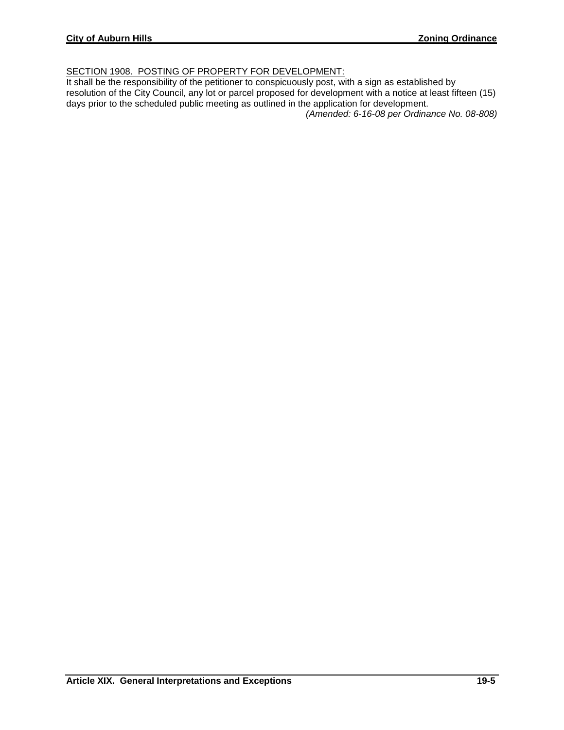SECTION 1908. POSTING OF PROPERTY FOR DEVELOPMENT:

It shall be the responsibility of the petitioner to conspicuously post, with a sign as established by resolution of the City Council, any lot or parcel proposed for development with a notice at least fifteen (15) days prior to the scheduled public meeting as outlined in the application for development.

*(Amended: 6-16-08 per Ordinance No. 08-808)*